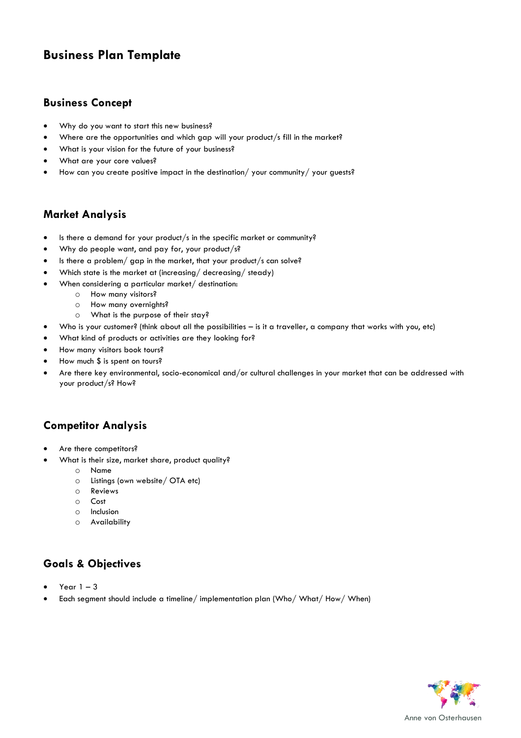# Business Plan Template

## Business Concept

- Why do you want to start this new business?
- Where are the opportunities and which gap will your product/s fill in the market?
- What is your vision for the future of your business?
- What are your core values?
- How can you create positive impact in the destination/ your community/ your guests?

## Market Analysis

- Is there a demand for your product/s in the specific market or community?
- Why do people want, and pay for, your product/s?
- Is there a problem/ gap in the market, that your product/s can solve?
- Which state is the market at (increasing/ decreasing/ steady)
- When considering a particular market/ destination:
  - How many visitors?
  - How many overnights?
  - What is the purpose of their stay?
- Who is your customer? (think about all the possibilities – is it a traveller, a company that works with you, etc)
- What kind of products or activities are they looking for?
- How many visitors book tours?
- How much $ is spent on tours?
- Are there key environmental, socio-economical and/or cultural challenges in your market that can be addressed with your product/s? How?

## Competitor Analysis

- Are there competitors?
- What is their size, market share, product quality?
  - Name
  - Listings (own website/ OTA etc)
  - Reviews
  - Cost
  - Inclusion
  - Availability

## Goals & Objectives

- Year 1 – 3
- Each segment should include a timeline/ implementation plan (Who/ What/ How/ When)

Anne von Osterhausen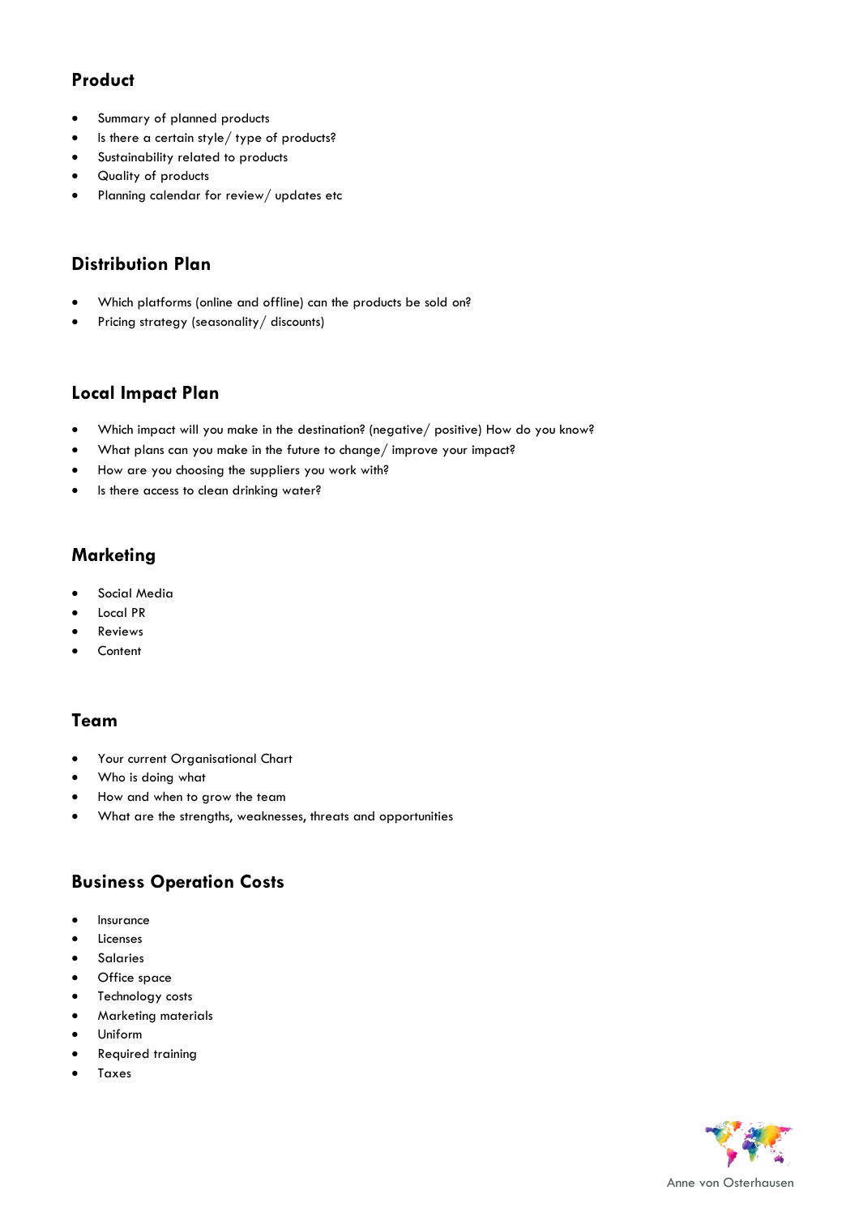## Product

- Summary of planned products
- Is there a certain style/ type of products?
- Sustainability related to products
- Quality of products
- Planning calendar for review/ updates etc

## Distribution Plan

- Which platforms (online and offline) can the products be sold on?
- Pricing strategy (seasonality/ discounts)

## Local Impact Plan

- Which impact will you make in the destination? (negative/ positive) How do you know?
- What plans can you make in the future to change/ improve your impact?
- How are you choosing the suppliers you work with?
- Is there access to clean drinking water?

## Marketing

- Social Media
- Local PR
- Reviews
- Content

## Team

- Your current Organisational Chart
- Who is doing what
- How and when to grow the team
- What are the strengths, weaknesses, threats and opportunities

## Business Operation Costs

- Insurance
- Licenses
- Salaries
- Office space
- Technology costs
- Marketing materials
- Uniform
- Required training
- Taxes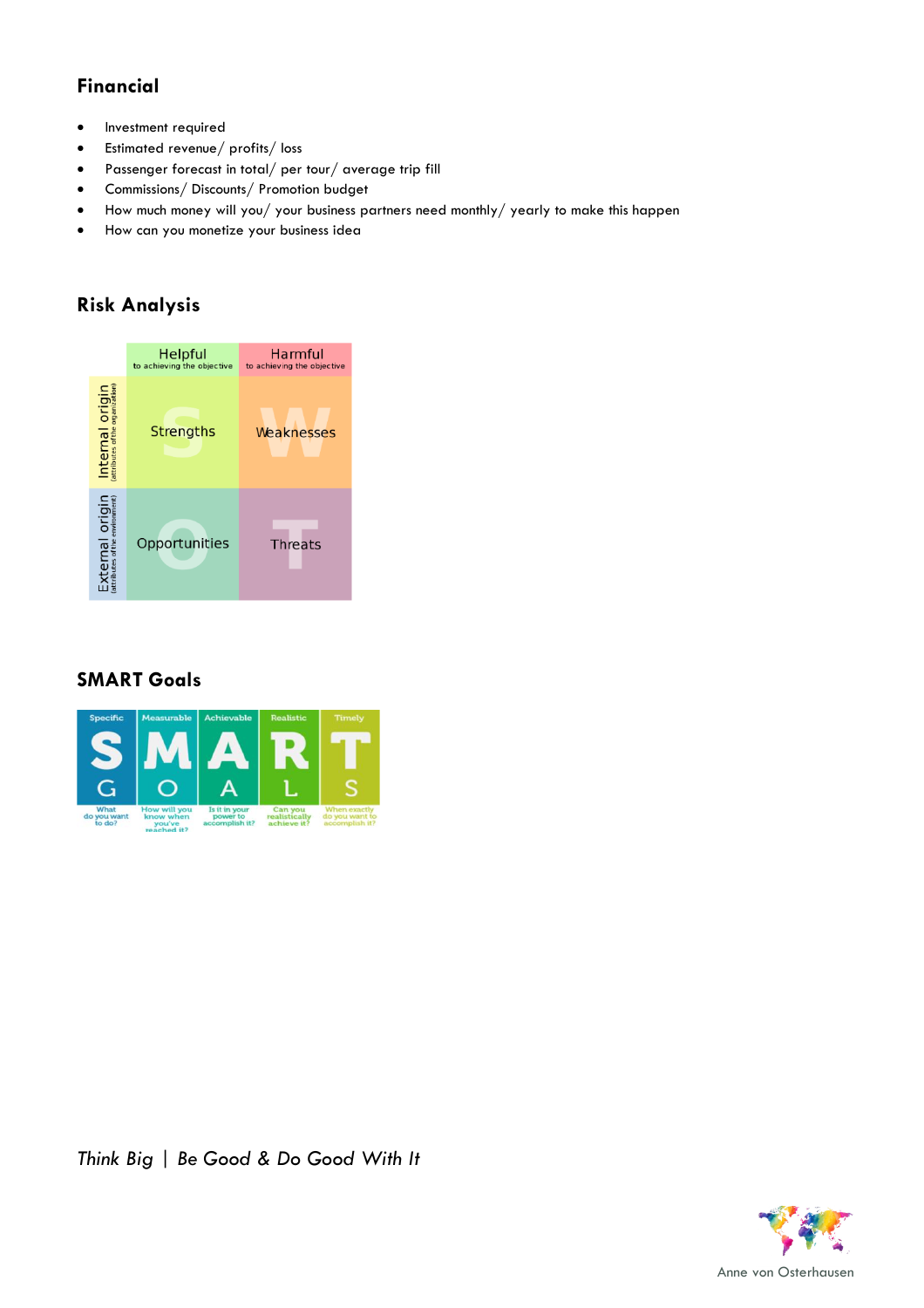## Financial

- Investment required
- Estimated revenue/ profits/ loss
- Passenger forecast in total/ per tour/ average trip fill
- Commissions/ Discounts/ Promotion budget
- How much money will you/ your business partners need monthly/ yearly to make this happen
- How can you monetize your business idea

## Risk Analysis

| | Helpful to achieving the objective | Harmful to achieving the objective |
|---|---|---|
| Internal origin (attributes of the organization) | Strengths | Weaknesses |
| External origin (attributes of the environment) | Opportunities | Threats |

## SMART Goals

| Specific | Measurable | Achievable | Realistic | Timely |
|---|---|---|---|---|
| S | M | A | R | T |
| G | O | A | L | S |
| What do you want to do? | How will you know when you've reached it? | Is it in your power to accomplish it? | Can you realistically achieve it? | When exactly do you want to accomplish it? |

*Think Big | Be Good & Do Good With It*

Anne von Osterhausen